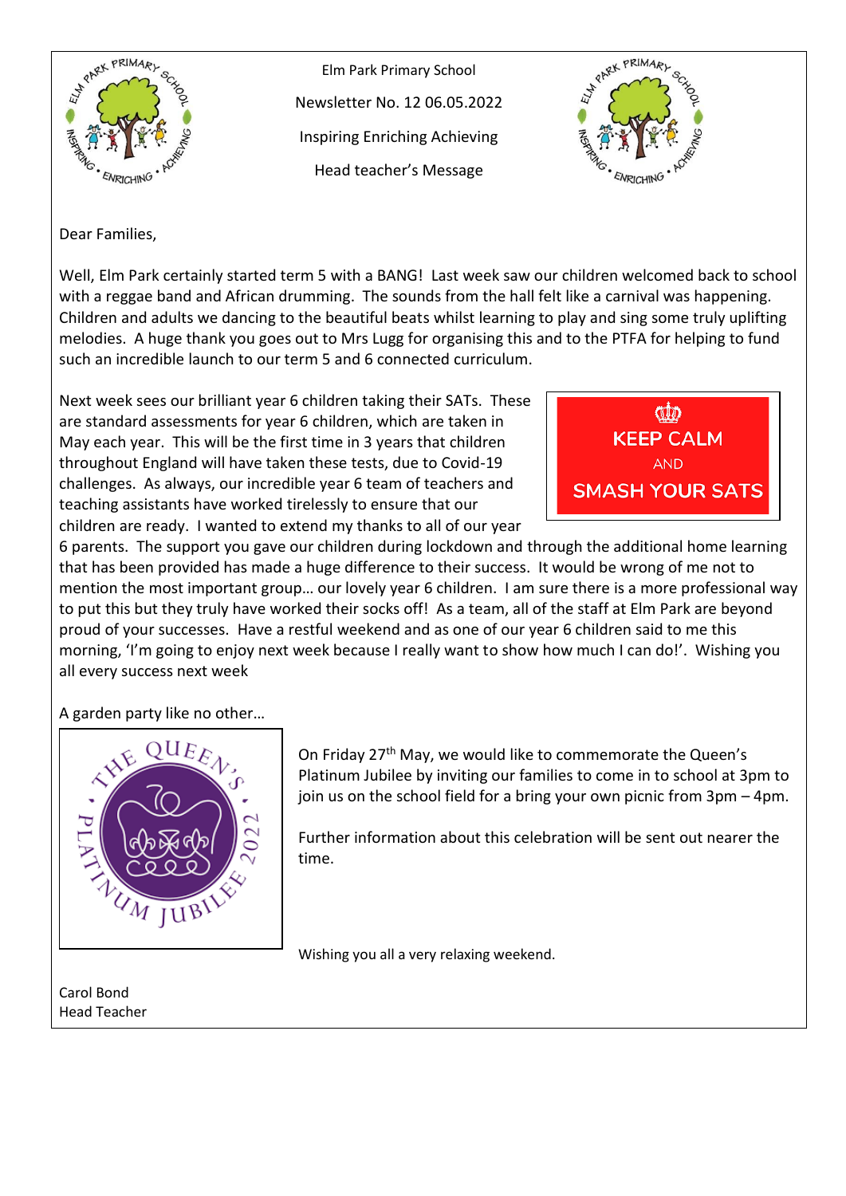Elm Park Primary School

Newsletter No. 12 06.05.2022

Inspiring Enriching Achieving

Head teacher's Message

Dear Families,

Well, Elm Park certainly started term 5 with a BANG! Last week saw our children welcomed back to school with a reggae band and African drumming. The sounds from the hall felt like a carnival was happening. Children and adults we dancing to the beautiful beats whilst learning to play and sing some truly uplifting melodies. A huge thank you goes out to Mrs Lugg for organising this and to the PTFA for helping to fund such an incredible launch to our term 5 and 6 connected curriculum.

KEEP CALM AND SMASH YOUR SATS

Next week sees our brilliant year 6 children taking their SATs. These are standard assessments for year 6 children, which are taken in May each year. This will be the first time in 3 years that children throughout England will have taken these tests, due to Covid-19 challenges. As always, our incredible year 6 team of teachers and teaching assistants have worked tirelessly to ensure that our children are ready. I wanted to extend my thanks to all of our year 6 parents. The support you gave our children during lockdown and through the additional home learning that has been provided has made a huge difference to their success. It would be wrong of me not to mention the most important group… our lovely year 6 children. I am sure there is a more professional way to put this but they truly have worked their socks off! As a team, all of the staff at Elm Park are beyond proud of your successes. Have a restful weekend and as one of our year 6 children said to me this morning, 'I'm going to enjoy next week because I really want to show how much I can do!'. Wishing you all every success next week

A garden party like no other…

On Friday 27th May, we would like to commemorate the Queen's Platinum Jubilee by inviting our families to come in to school at 3pm to join us on the school field for a bring your own picnic from 3pm – 4pm.

Further information about this celebration will be sent out nearer the time.

Wishing you all a very relaxing weekend.

Carol Bond
Head Teacher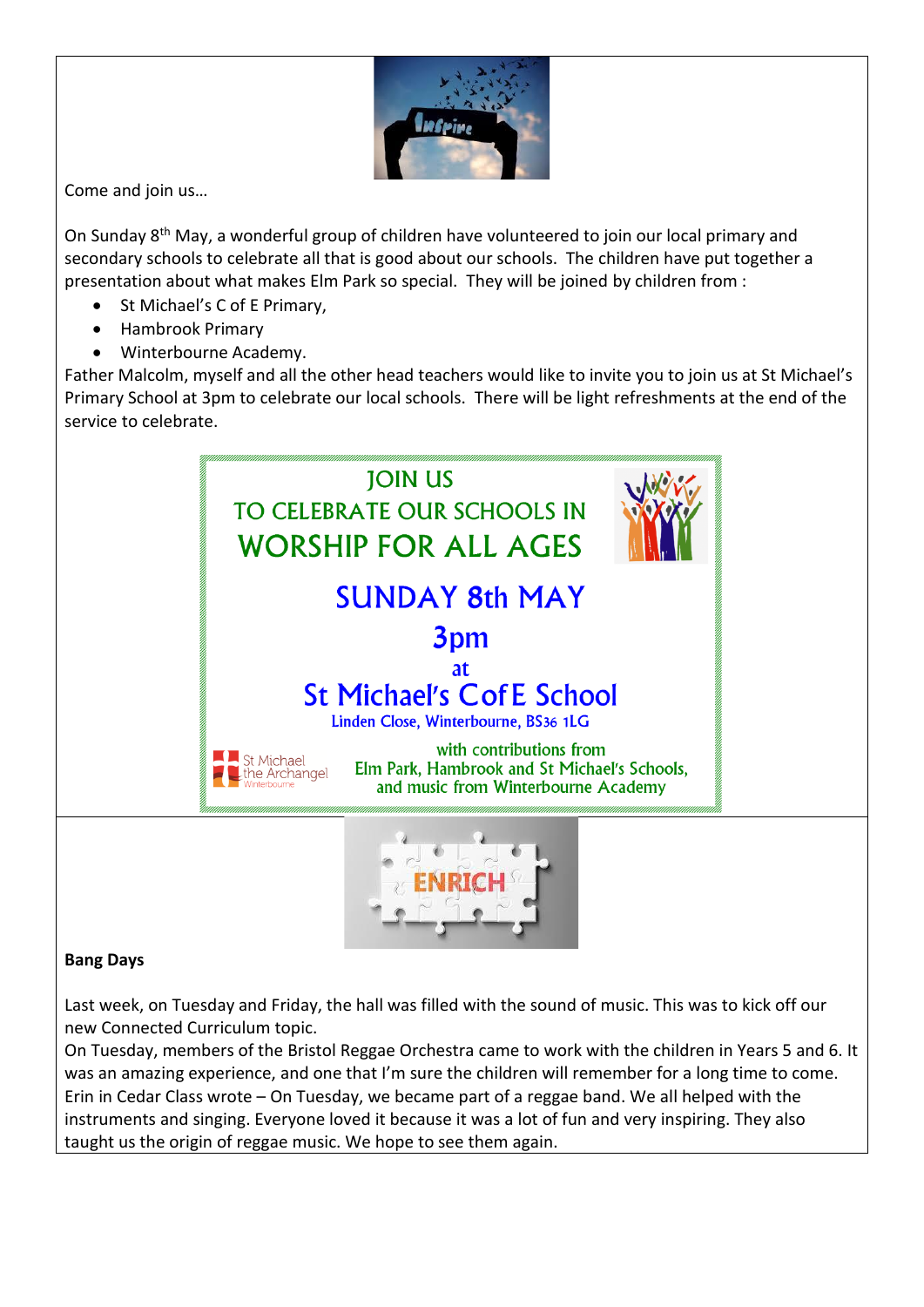Come and join us…

On Sunday 8th May, a wonderful group of children have volunteered to join our local primary and secondary schools to celebrate all that is good about our schools. The children have put together a presentation about what makes Elm Park so special. They will be joined by children from :

- St Michael's C of E Primary,
- Hambrook Primary
- Winterbourne Academy.

Father Malcolm, myself and all the other head teachers would like to invite you to join us at St Michael's Primary School at 3pm to celebrate our local schools. There will be light refreshments at the end of the service to celebrate.

JOIN US
TO CELEBRATE OUR SCHOOLS IN
WORSHIP FOR ALL AGES

SUNDAY 8th MAY

3pm

at

St Michael's C of E School

Linden Close, Winterbourne, BS36 1LG

with contributions from
Elm Park, Hambrook and St Michael's Schools,
and music from Winterbourne Academy

St Michael the Archangel
Winterbourne

**Bang Days**

Last week, on Tuesday and Friday, the hall was filled with the sound of music. This was to kick off our new Connected Curriculum topic.

On Tuesday, members of the Bristol Reggae Orchestra came to work with the children in Years 5 and 6. It was an amazing experience, and one that I'm sure the children will remember for a long time to come. Erin in Cedar Class wrote – On Tuesday, we became part of a reggae band. We all helped with the instruments and singing. Everyone loved it because it was a lot of fun and very inspiring. They also taught us the origin of reggae music. We hope to see them again.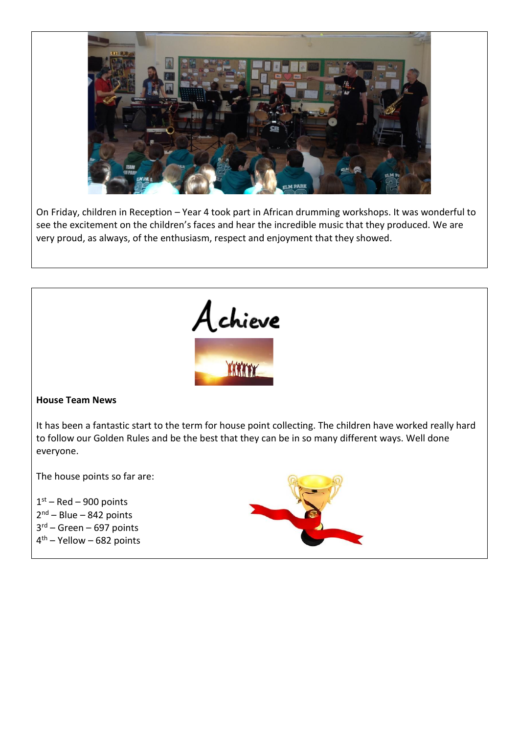On Friday, children in Reception – Year 4 took part in African drumming workshops. It was wonderful to see the excitement on the children's faces and hear the incredible music that they produced. We are very proud, as always, of the enthusiasm, respect and enjoyment that they showed.

# Achieve

**House Team News**

It has been a fantastic start to the term for house point collecting. The children have worked really hard to follow our Golden Rules and be the best that they can be in so many different ways. Well done everyone.

The house points so far are:

1st – Red – 900 points
2nd – Blue – 842 points
3rd – Green – 697 points
4th – Yellow – 682 points